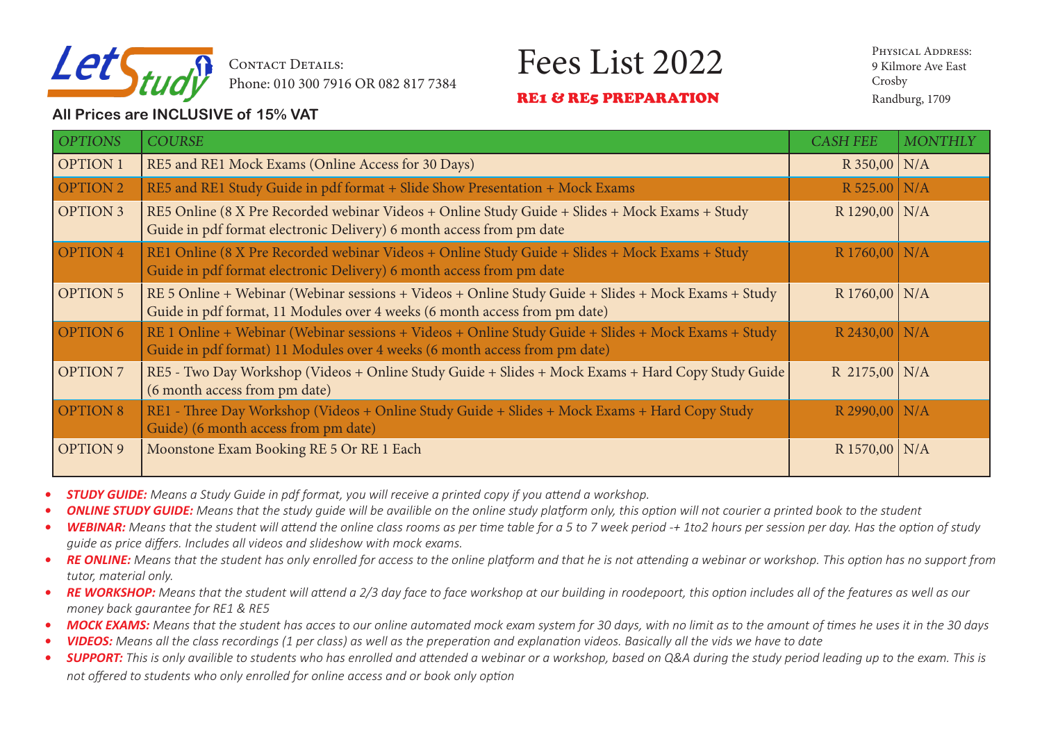Let Study

Contact Details:
Phone: 010 300 7916 OR 082 817 7384

# Fees List 2022

## RE1 & RE5 PREPARATION

Physical Address:
9 Kilmore Ave East
Crosby
Randburg, 1709

**All Prices are INCLUSIVE of 15% VAT**

| *OPTIONS* | *COURSE* | *CASH FEE* | *MONTHLY* |
|---|---|---|---|
| OPTION 1 | RE5 and RE1 Mock Exams (Online Access for 30 Days) | R 350,00 | N/A |
| OPTION 2 | RE5 and RE1 Study Guide in pdf format + Slide Show Presentation + Mock Exams | R 525.00 | N/A |
| OPTION 3 | RE5 Online (8 X Pre Recorded webinar Videos + Online Study Guide + Slides + Mock Exams + Study Guide in pdf format electronic Delivery) 6 month access from pm date | R 1290,00 | N/A |
| OPTION 4 | RE1 Online (8 X Pre Recorded webinar Videos + Online Study Guide + Slides + Mock Exams + Study Guide in pdf format electronic Delivery) 6 month access from pm date | R 1760,00 | N/A |
| OPTION 5 | RE 5 Online + Webinar (Webinar sessions + Videos + Online Study Guide + Slides + Mock Exams + Study Guide in pdf format, 11 Modules over 4 weeks (6 month access from pm date) | R 1760,00 | N/A |
| OPTION 6 | RE 1 Online + Webinar (Webinar sessions + Videos + Online Study Guide + Slides + Mock Exams + Study Guide in pdf format) 11 Modules over 4 weeks (6 month access from pm date) | R 2430,00 | N/A |
| OPTION 7 | RE5 - Two Day Workshop (Videos + Online Study Guide + Slides + Mock Exams + Hard Copy Study Guide (6 month access from pm date) | R 2175,00 | N/A |
| OPTION 8 | RE1 - Three Day Workshop (Videos + Online Study Guide + Slides + Mock Exams + Hard Copy Study Guide) (6 month access from pm date) | R 2990,00 | N/A |
| OPTION 9 | Moonstone Exam Booking RE 5 Or RE 1 Each | R 1570,00 | N/A |

- ***STUDY GUIDE:*** *Means a Study Guide in pdf format, you will receive a printed copy if you attend a workshop.*
- ***ONLINE STUDY GUIDE:*** *Means that the study guide will be availible on the online study platform only, this option will not courier a printed book to the student*
- ***WEBINAR:*** *Means that the student will attend the online class rooms as per time table for a 5 to 7 week period -+ 1to2 hours per session per day. Has the option of study guide as price differs. Includes all videos and slideshow with mock exams.*
- ***RE ONLINE:*** *Means that the student has only enrolled for access to the online platform and that he is not attending a webinar or workshop. This option has no support from tutor, material only.*
- ***RE WORKSHOP:*** *Means that the student will attend a 2/3 day face to face workshop at our building in roodepoort, this option includes all of the features as well as our money back gaurantee for RE1 & RE5*
- ***MOCK EXAMS:*** *Means that the student has acces to our online automated mock exam system for 30 days, with no limit as to the amount of times he uses it in the 30 days*
- ***VIDEOS:*** *Means all the class recordings (1 per class) as well as the preperation and explanation videos. Basically all the vids we have to date*
- ***SUPPORT:*** *This is only availible to students who has enrolled and attended a webinar or a workshop, based on Q&A during the study period leading up to the exam. This is not offered to students who only enrolled for online access and or book only option*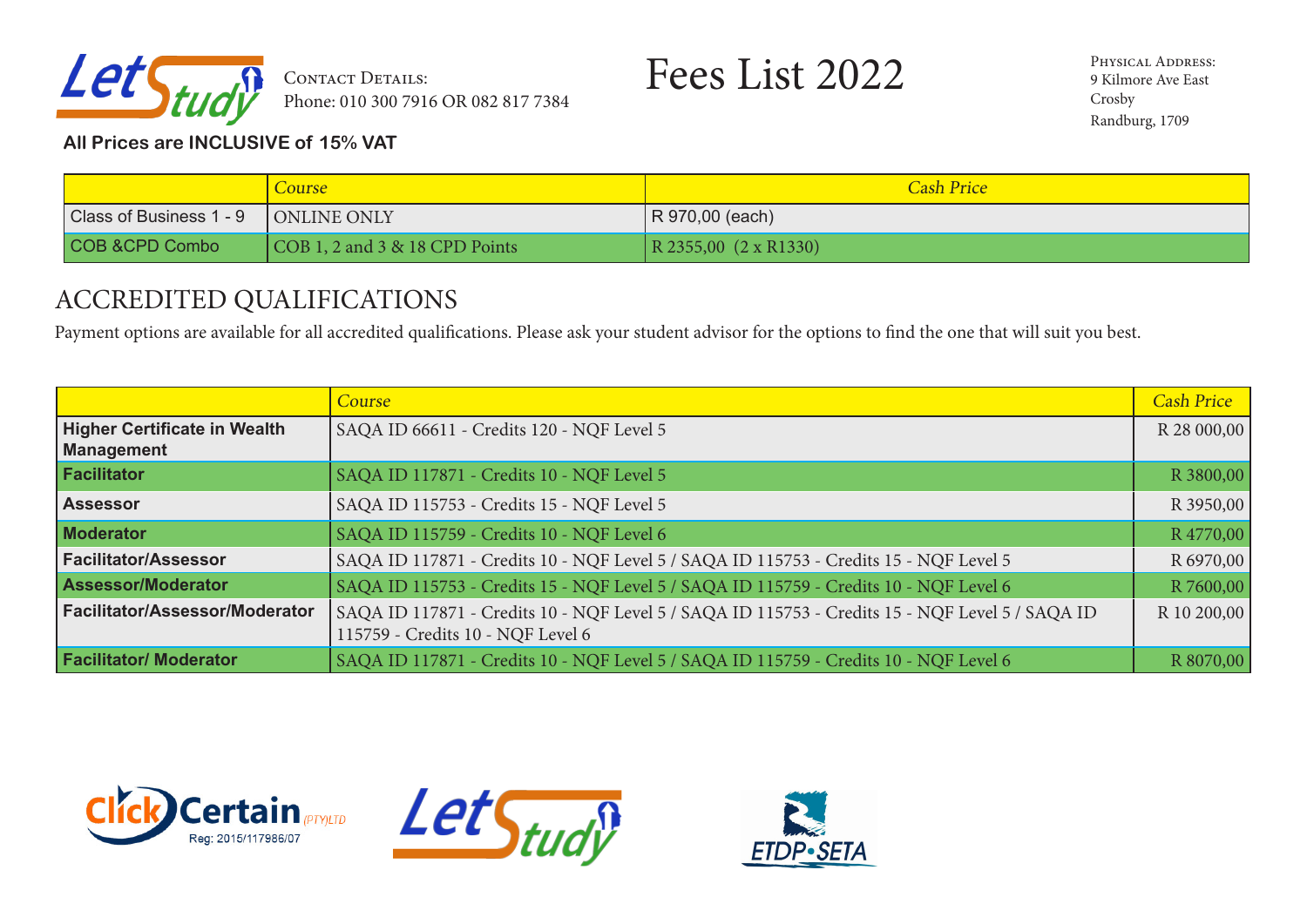Contact Details:
Phone: 010 300 7916 OR 082 817 7384

# Fees List 2022

Physical Address:
9 Kilmore Ave East
Crosby
Randburg, 1709

**All Prices are INCLUSIVE of 15% VAT**

| | Course | Cash Price |
|---|---|---|
| Class of Business 1 - 9 | ONLINE ONLY | R 970,00 (each) |
| COB &CPD Combo | COB 1, 2 and 3 & 18 CPD Points | R 2355,00 (2 x R1330) |

## ACCREDITED QUALIFICATIONS

Payment options are available for all accredited qualifications. Please ask your student advisor for the options to find the one that will suit you best.

| | Course | Cash Price |
|---|---|---|
| **Higher Certificate in Wealth Management** | SAQA ID 66611 - Credits 120 - NQF Level 5 | R 28 000,00 |
| **Facilitator** | SAQA ID 117871 - Credits 10 - NQF Level 5 | R 3800,00 |
| **Assessor** | SAQA ID 115753 - Credits 15 - NQF Level 5 | R 3950,00 |
| **Moderator** | SAQA ID 115759 - Credits 10 - NQF Level 6 | R 4770,00 |
| **Facilitator/Assessor** | SAQA ID 117871 - Credits 10 - NQF Level 5 / SAQA ID 115753 - Credits 15 - NQF Level 5 | R 6970,00 |
| **Assessor/Moderator** | SAQA ID 115753 - Credits 15 - NQF Level 5 / SAQA ID 115759 - Credits 10 - NQF Level 6 | R 7600,00 |
| **Facilitator/Assessor/Moderator** | SAQA ID 117871 - Credits 10 - NQF Level 5 / SAQA ID 115753 - Credits 15 - NQF Level 5 / SAQA ID 115759 - Credits 10 - NQF Level 6 | R 10 200,00 |
| **Facilitator/ Moderator** | SAQA ID 117871 - Credits 10 - NQF Level 5 / SAQA ID 115759 - Credits 10 - NQF Level 6 | R 8070,00 |

Click Certain (PTY)LTD
Reg: 2015/117986/07

ETDP SETA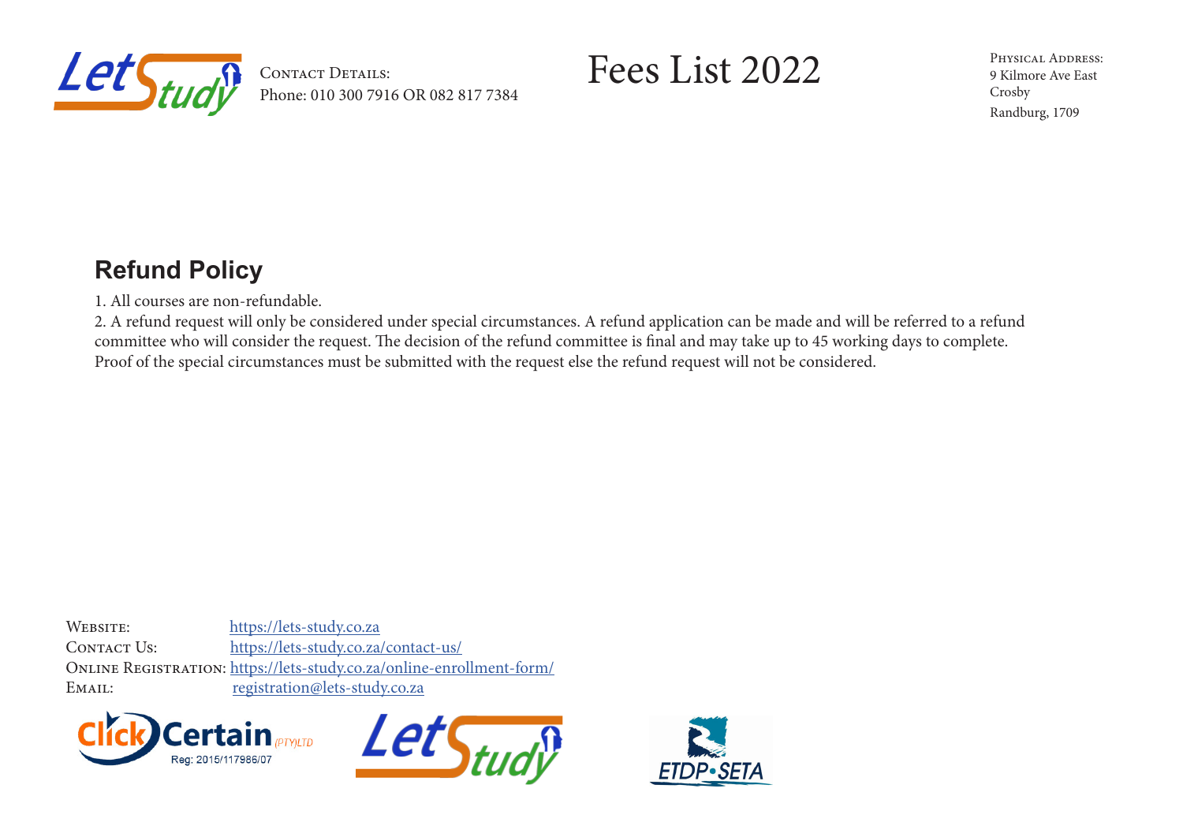Contact Details:
Phone: 010 300 7916 OR 082 817 7384

# Fees List 2022

Physical Address:
9 Kilmore Ave East
Crosby
Randburg, 1709

## Refund Policy

1. All courses are non-refundable.
2. A refund request will only be considered under special circumstances. A refund application can be made and will be referred to a refund committee who will consider the request. The decision of the refund committee is final and may take up to 45 working days to complete. Proof of the special circumstances must be submitted with the request else the refund request will not be considered.

Website: https://lets-study.co.za
Contact Us: https://lets-study.co.za/contact-us/
Online Registration: https://lets-study.co.za/online-enrollment-form/
Email: registration@lets-study.co.za

Click Certain (PTY)LTD Reg: 2015/117986/07